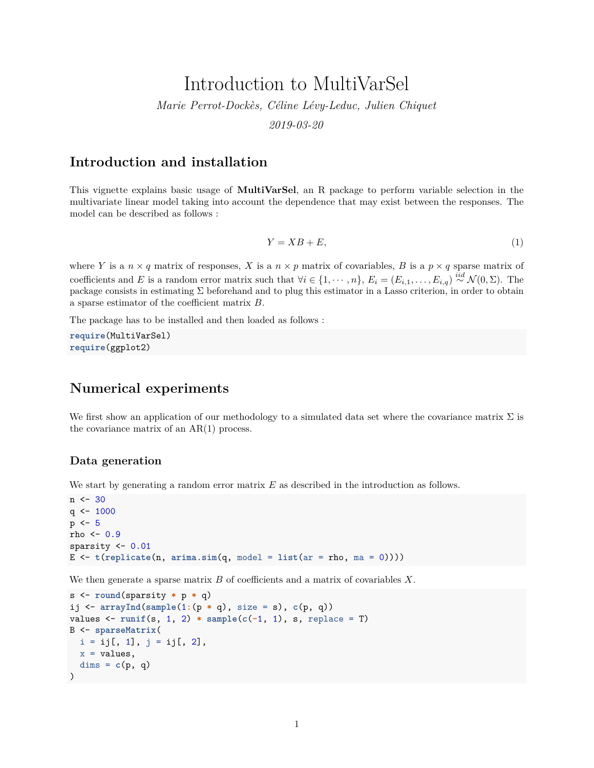# Introduction to MultiVarSel

*Marie Perrot-Dockès, Céline Lévy-Leduc, Julien Chiquet*

*2019-03-20*

## Introduction and installation

This vignette explains basic usage of **MultiVarSel**, an R package to perform variable selection in the multivariate linear model taking into account the dependence that may exist between the responses. The model can be described as follows :

$$Y = XB + E, \tag{1}$$

where $Y$ is a $n \times q$ matrix of responses, $X$ is a $n \times p$ matrix of covariables, $B$ is a $p \times q$ sparse matrix of coefficients and $E$ is a random error matrix such that $\forall i \in \{1, \cdots, n\}$, $E_i = (E_{i,1}, \ldots, E_{i,q}) \overset{iid}{\sim} \mathcal{N}(0, \Sigma)$. The package consists in estimating $\Sigma$ beforehand and to plug this estimator in a Lasso criterion, in order to obtain a sparse estimator of the coefficient matrix $B$.

The package has to be installed and then loaded as follows :

```
require(MultiVarSel)
require(ggplot2)
```

## Numerical experiments

We first show an application of our methodology to a simulated data set where the covariance matrix $\Sigma$ is the covariance matrix of an AR(1) process.

### Data generation

We start by generating a random error matrix $E$ as described in the introduction as follows.

```
n <- 30
q <- 1000
p <- 5
rho <- 0.9
sparsity <- 0.01
E <- t(replicate(n, arima.sim(q, model = list(ar = rho, ma = 0))))
```

We then generate a sparse matrix $B$ of coefficients and a matrix of covariables $X$.

```
s <- round(sparsity * p * q)
ij <- arrayInd(sample(1:(p * q), size = s), c(p, q))
values <- runif(s, 1, 2) * sample(c(-1, 1), s, replace = T)
B <- sparseMatrix(
  i = ij[, 1], j = ij[, 2],
  x = values,
  dims = c(p, q)
)
```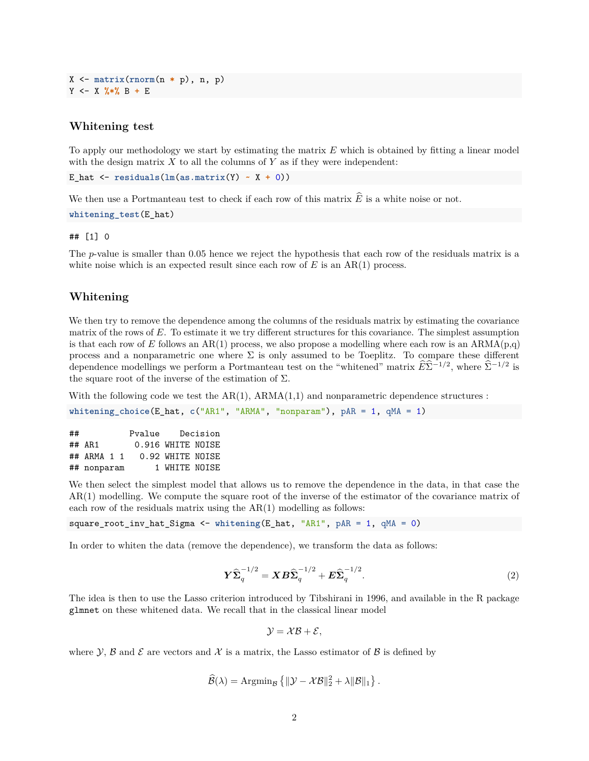```
X <- matrix(rnorm(n * p), n, p)
Y <- X %*% B + E
```

### Whitening test

To apply our methodology we start by estimating the matrix $E$ which is obtained by fitting a linear model with the design matrix $X$ to all the columns of $Y$ as if they were independent:

```
E_hat <- residuals(lm(as.matrix(Y) ~ X + 0))
```

We then use a Portmanteau test to check if each row of this matrix $\widehat{E}$ is a white noise or not.

```
whitening_test(E_hat)
```

```
## [1] 0
```

The $p$-value is smaller than 0.05 hence we reject the hypothesis that each row of the residuals matrix is a white noise which is an expected result since each row of $E$ is an AR(1) process.

### Whitening

We then try to remove the dependence among the columns of the residuals matrix by estimating the covariance matrix of the rows of $E$. To estimate it we try different structures for this covariance. The simplest assumption is that each row of $E$ follows an AR(1) process, we also propose a modelling where each row is an ARMA(p,q) process and a nonparametric one where $\Sigma$ is only assumed to be Toeplitz. To compare these different dependence modellings we perform a Portmanteau test on the "whitened" matrix $\widehat{E}\widehat{\Sigma}^{-1/2}$, where $\widehat{\Sigma}^{-1/2}$ is the square root of the inverse of the estimation of $\Sigma$.

With the following code we test the AR(1), ARMA(1,1) and nonparametric dependence structures :

```
whitening_choice(E_hat, c("AR1", "ARMA", "nonparam"), pAR = 1, qMA = 1)
```

```
##           Pvalue    Decision
## AR1        0.916 WHITE NOISE
## ARMA 1 1    0.92 WHITE NOISE
## nonparam       1 WHITE NOISE
```

We then select the simplest model that allows us to remove the dependence in the data, in that case the AR(1) modelling. We compute the square root of the inverse of the estimator of the covariance matrix of each row of the residuals matrix using the AR(1) modelling as follows:

```
square_root_inv_hat_Sigma <- whitening(E_hat, "AR1", pAR = 1, qMA = 0)
```

In order to whiten the data (remove the dependence), we transform the data as follows:

$$\boldsymbol{Y}\widehat{\boldsymbol{\Sigma}}_q^{-1/2} = \boldsymbol{X}\boldsymbol{B}\widehat{\boldsymbol{\Sigma}}_q^{-1/2} + \boldsymbol{E}\widehat{\boldsymbol{\Sigma}}_q^{-1/2}. \tag{2}$$

The idea is then to use the Lasso criterion introduced by Tibshirani in 1996, and available in the R package `glmnet` on these whitened data. We recall that in the classical linear model

$$\mathcal{Y} = \mathcal{X}\mathcal{B} + \mathcal{E},$$

where $\mathcal{Y}$, $\mathcal{B}$ and $\mathcal{E}$ are vectors and $\mathcal{X}$ is a matrix, the Lasso estimator of $\mathcal{B}$ is defined by

$$\widehat{\mathcal{B}}(\lambda) = \text{Argmin}_{\mathcal{B}} \left\{ \|\mathcal{Y} - \mathcal{X}\mathcal{B}\|_2^2 + \lambda \|\mathcal{B}\|_1 \right\}.$$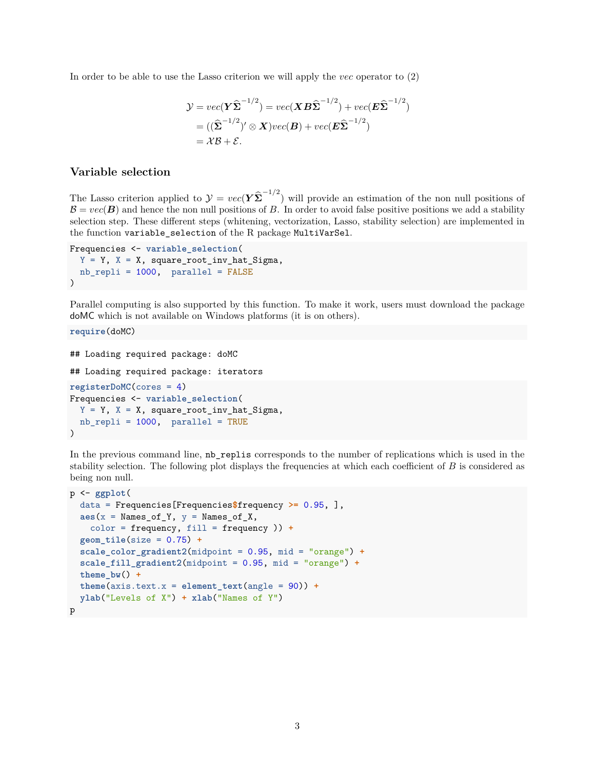In order to be able to use the Lasso criterion we will apply the *vec* operator to (2)

$$
\begin{aligned}
\mathcal{Y} = vec(\boldsymbol{Y}\widehat{\boldsymbol{\Sigma}}^{-1/2}) &= vec(\boldsymbol{X}\boldsymbol{B}\widehat{\boldsymbol{\Sigma}}^{-1/2}) + vec(\boldsymbol{E}\widehat{\boldsymbol{\Sigma}}^{-1/2}) \\
&= ((\widehat{\boldsymbol{\Sigma}}^{-1/2})' \otimes \boldsymbol{X})vec(\boldsymbol{B}) + vec(\boldsymbol{E}\widehat{\boldsymbol{\Sigma}}^{-1/2}) \\
&= \mathcal{X}\mathcal{B} + \mathcal{E}.
\end{aligned}
$$

### Variable selection

The Lasso criterion applied to $\mathcal{Y} = vec(\boldsymbol{Y}\widehat{\boldsymbol{\Sigma}}^{-1/2})$ will provide an estimation of the non null positions of $\mathcal{B} = vec(\boldsymbol{B})$ and hence the non null positions of $B$. In order to avoid false positive positions we add a stability selection step. These different steps (whitening, vectorization, Lasso, stability selection) are implemented in the function `variable_selection` of the R package `MultiVarSel`.

```
Frequencies <- variable_selection(
  Y = Y, X = X, square_root_inv_hat_Sigma,
  nb_repli = 1000,  parallel = FALSE
)
```

Parallel computing is also supported by this function. To make it work, users must download the package `doMC` which is not available on Windows platforms (it is on others).

```
require(doMC)
```

```
## Loading required package: doMC
```

```
## Loading required package: iterators
```

```
registerDoMC(cores = 4)
Frequencies <- variable_selection(
  Y = Y, X = X, square_root_inv_hat_Sigma,
  nb_repli = 1000,  parallel = TRUE
)
```

In the previous command line, `nb_replis` corresponds to the number of replications which is used in the stability selection. The following plot displays the frequencies at which each coefficient of $B$ is considered as being non null.

```
p <- ggplot(
  data = Frequencies[Frequencies$frequency >= 0.95, ],
  aes(x = Names_of_Y, y = Names_of_X,
    color = frequency, fill = frequency )) +
  geom_tile(size = 0.75) +
  scale_color_gradient2(midpoint = 0.95, mid = "orange") +
  scale_fill_gradient2(midpoint = 0.95, mid = "orange") +
  theme_bw() +
  theme(axis.text.x = element_text(angle = 90)) +
  ylab("Levels of X") + xlab("Names of Y")
p
```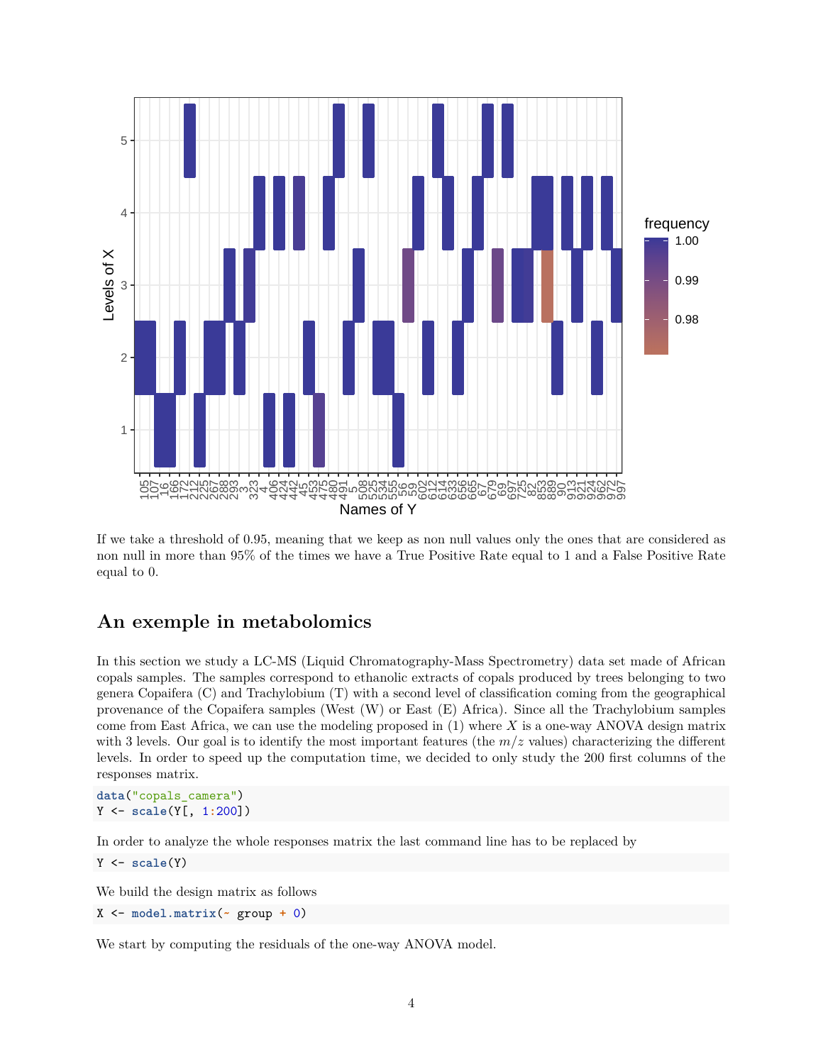If we take a threshold of 0.95, meaning that we keep as non null values only the ones that are considered as non null in more than 95% of the times we have a True Positive Rate equal to 1 and a False Positive Rate equal to 0.

## An exemple in metabolomics

In this section we study a LC-MS (Liquid Chromatography-Mass Spectrometry) data set made of African copals samples. The samples correspond to ethanolic extracts of copals produced by trees belonging to two genera Copaifera (C) and Trachylobium (T) with a second level of classification coming from the geographical provenance of the Copaifera samples (West (W) or East (E) Africa). Since all the Trachylobium samples come from East Africa, we can use the modeling proposed in (1) where $X$ is a one-way ANOVA design matrix with 3 levels. Our goal is to identify the most important features (the $m/z$ values) characterizing the different levels. In order to speed up the computation time, we decided to only study the 200 first columns of the responses matrix.

```
data("copals_camera")
Y <- scale(Y[, 1:200])
```

In order to analyze the whole responses matrix the last command line has to be replaced by

```
Y <- scale(Y)
```

We build the design matrix as follows

```
X <- model.matrix(~ group + 0)
```

We start by computing the residuals of the one-way ANOVA model.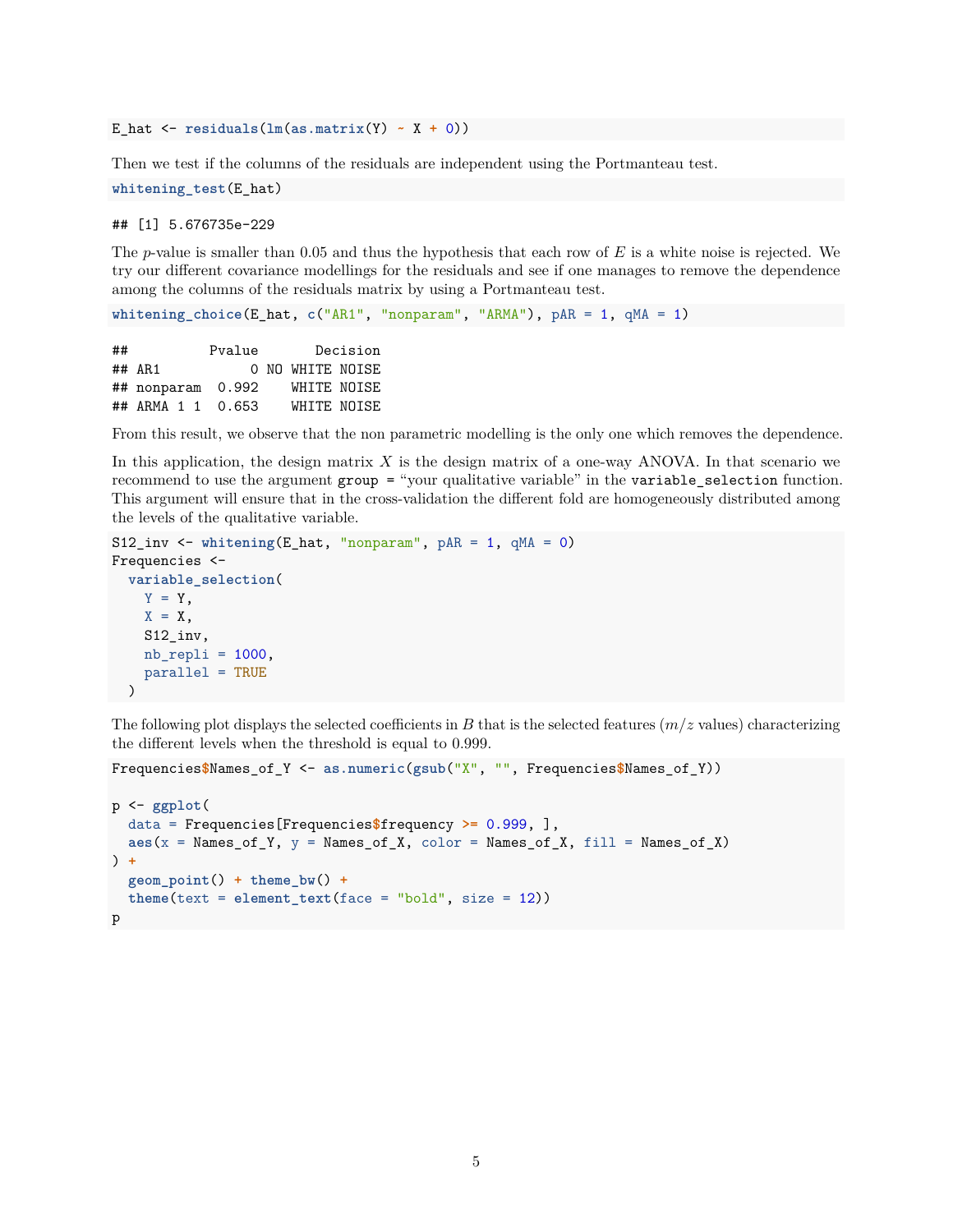```r
E_hat <- residuals(lm(as.matrix(Y) ~ X + 0))
```

Then we test if the columns of the residuals are independent using the Portmanteau test.

```r
whitening_test(E_hat)
```

```
## [1] 5.676735e-229
```

The $p$-value is smaller than 0.05 and thus the hypothesis that each row of $E$ is a white noise is rejected. We try our different covariance modellings for the residuals and see if one manages to remove the dependence among the columns of the residuals matrix by using a Portmanteau test.

```r
whitening_choice(E_hat, c("AR1", "nonparam", "ARMA"), pAR = 1, qMA = 1)
```

```
##          Pvalue       Decision
## AR1           0 NO WHITE NOISE
## nonparam  0.992    WHITE NOISE
## ARMA 1 1  0.653    WHITE NOISE
```

From this result, we observe that the non parametric modelling is the only one which removes the dependence.

In this application, the design matrix $X$ is the design matrix of a one-way ANOVA. In that scenario we recommend to use the argument `group` = "your qualitative variable" in the `variable_selection` function. This argument will ensure that in the cross-validation the different fold are homogeneously distributed among the levels of the qualitative variable.

```r
S12_inv <- whitening(E_hat, "nonparam", pAR = 1, qMA = 0)
Frequencies <-
  variable_selection(
    Y = Y,
    X = X,
    S12_inv,
    nb_repli = 1000,
    parallel = TRUE
  )
```

The following plot displays the selected coefficients in $B$ that is the selected features ($m/z$ values) characterizing the different levels when the threshold is equal to 0.999.

```r
Frequencies$Names_of_Y <- as.numeric(gsub("X", "", Frequencies$Names_of_Y))

p <- ggplot(
  data = Frequencies[Frequencies$frequency >= 0.999, ],
  aes(x = Names_of_Y, y = Names_of_X, color = Names_of_X, fill = Names_of_X)
) +
  geom_point() + theme_bw() +
  theme(text = element_text(face = "bold", size = 12))
p
```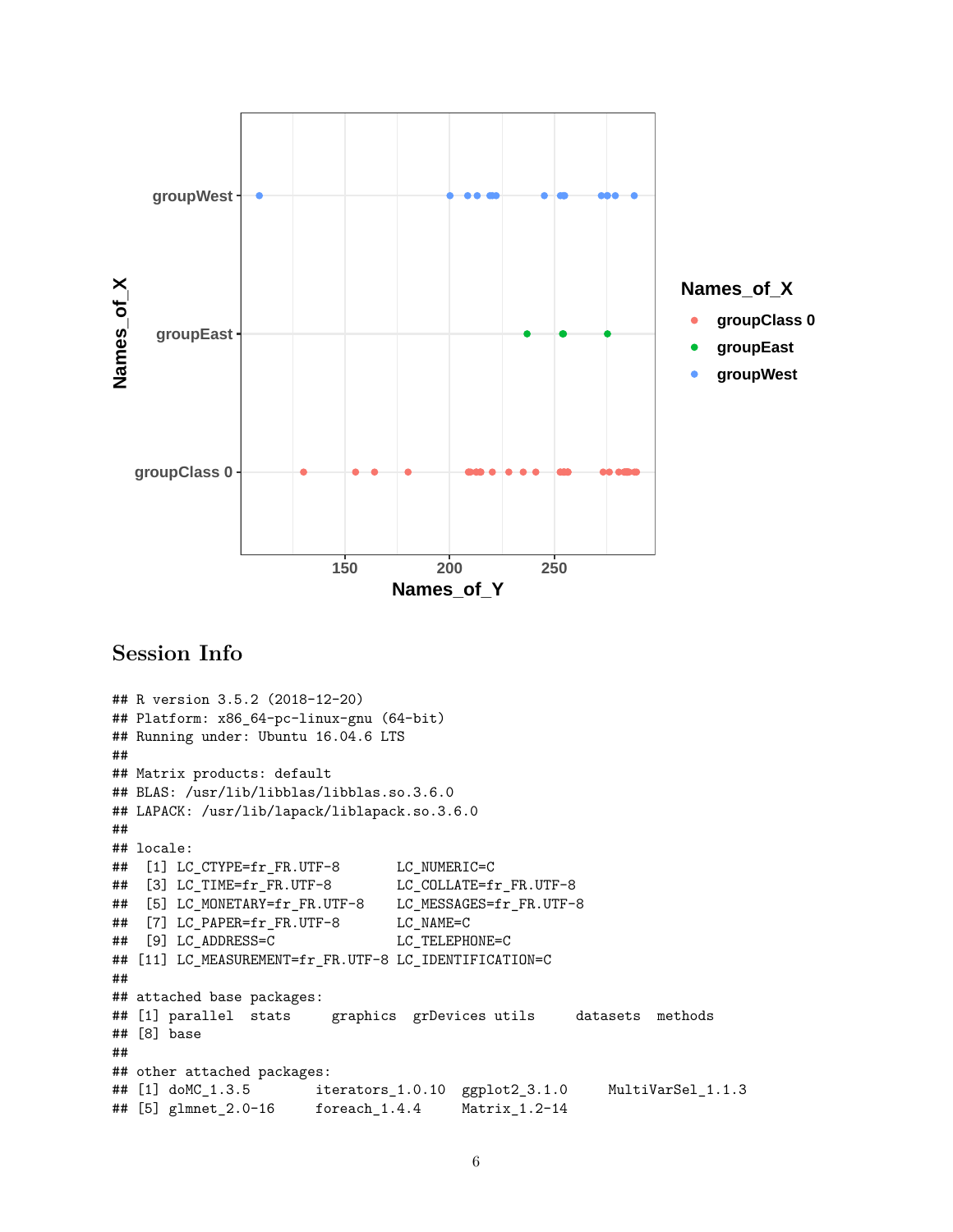## Session Info

```
## R version 3.5.2 (2018-12-20)
## Platform: x86_64-pc-linux-gnu (64-bit)
## Running under: Ubuntu 16.04.6 LTS
##
## Matrix products: default
## BLAS: /usr/lib/libblas/libblas.so.3.6.0
## LAPACK: /usr/lib/lapack/liblapack.so.3.6.0
##
## locale:
##  [1] LC_CTYPE=fr_FR.UTF-8       LC_NUMERIC=C
##  [3] LC_TIME=fr_FR.UTF-8        LC_COLLATE=fr_FR.UTF-8
##  [5] LC_MONETARY=fr_FR.UTF-8    LC_MESSAGES=fr_FR.UTF-8
##  [7] LC_PAPER=fr_FR.UTF-8       LC_NAME=C
##  [9] LC_ADDRESS=C               LC_TELEPHONE=C
## [11] LC_MEASUREMENT=fr_FR.UTF-8 LC_IDENTIFICATION=C
##
## attached base packages:
## [1] parallel  stats     graphics  grDevices utils     datasets  methods
## [8] base
##
## other attached packages:
## [1] doMC_1.3.5        iterators_1.0.10  ggplot2_3.1.0     MultiVarSel_1.1.3
## [5] glmnet_2.0-16     foreach_1.4.4     Matrix_1.2-14
```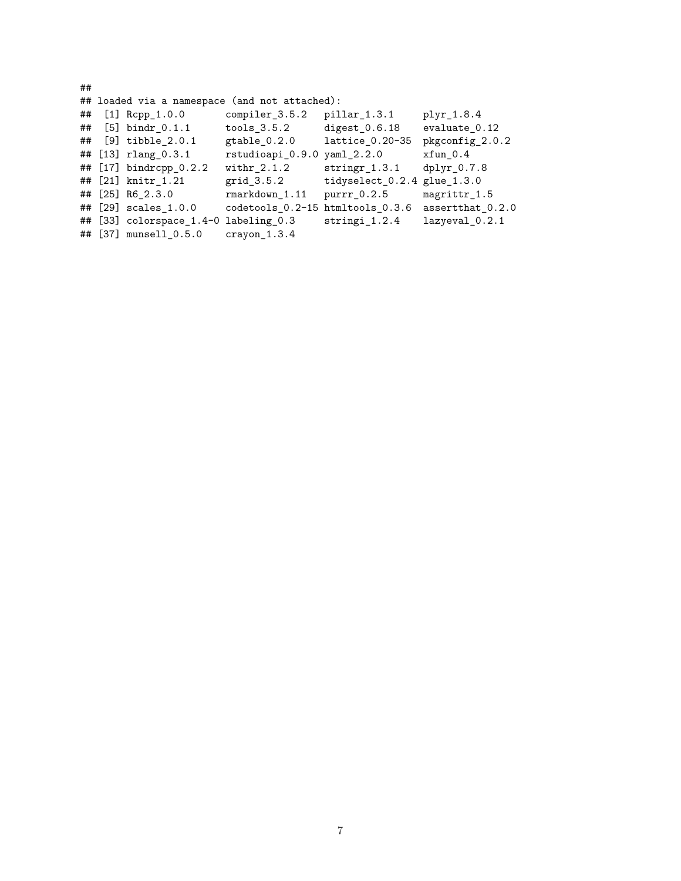```
##
## loaded via a namespace (and not attached):
##  [1] Rcpp_1.0.0       compiler_3.5.2   pillar_1.3.1     plyr_1.8.4
##  [5] bindr_0.1.1      tools_3.5.2      digest_0.6.18    evaluate_0.12
##  [9] tibble_2.0.1     gtable_0.2.0     lattice_0.20-35  pkgconfig_2.0.2
## [13] rlang_0.3.1      rstudioapi_0.9.0 yaml_2.2.0       xfun_0.4
## [17] bindrcpp_0.2.2   withr_2.1.2      stringr_1.3.1    dplyr_0.7.8
## [21] knitr_1.21       grid_3.5.2       tidyselect_0.2.4 glue_1.3.0
## [25] R6_2.3.0         rmarkdown_1.11   purrr_0.2.5      magrittr_1.5
## [29] scales_1.0.0     codetools_0.2-15 htmltools_0.3.6  assertthat_0.2.0
## [33] colorspace_1.4-0 labeling_0.3     stringi_1.2.4    lazyeval_0.2.1
## [37] munsell_0.5.0    crayon_1.3.4
```